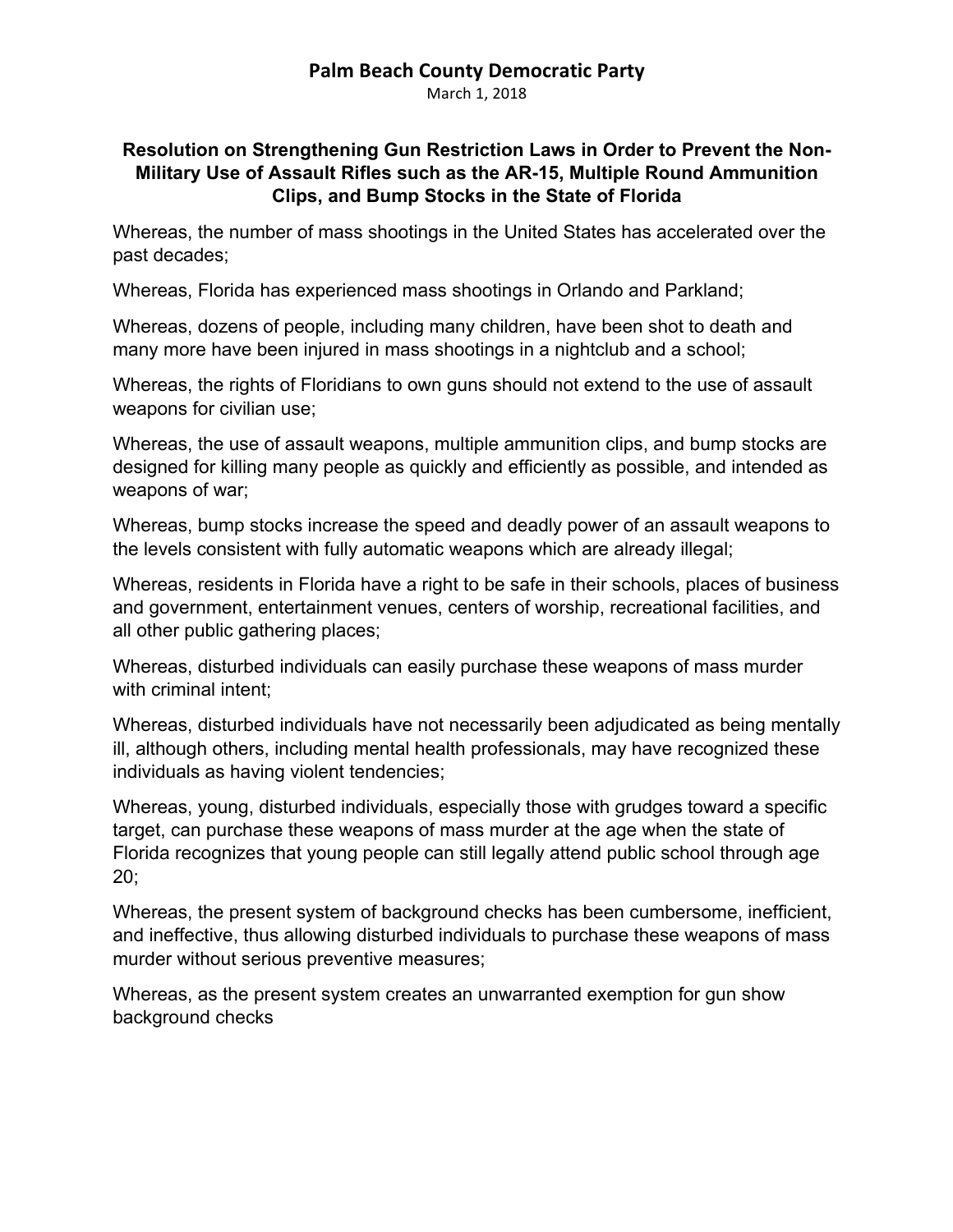## Palm Beach County Democratic Party

March 1, 2018

### Resolution on Strengthening Gun Restriction Laws in Order to Prevent the Non-Military Use of Assault Rifles such as the AR-15, Multiple Round Ammunition Clips, and Bump Stocks in the State of Florida

Whereas, the number of mass shootings in the United States has accelerated over the past decades;

Whereas, Florida has experienced mass shootings in Orlando and Parkland;

Whereas, dozens of people, including many children, have been shot to death and many more have been injured in mass shootings in a nightclub and a school;

Whereas, the rights of Floridians to own guns should not extend to the use of assault weapons for civilian use;

Whereas, the use of assault weapons, multiple ammunition clips, and bump stocks are designed for killing many people as quickly and efficiently as possible, and intended as weapons of war;

Whereas, bump stocks increase the speed and deadly power of an assault weapons to the levels consistent with fully automatic weapons which are already illegal;

Whereas, residents in Florida have a right to be safe in their schools, places of business and government, entertainment venues, centers of worship, recreational facilities, and all other public gathering places;

Whereas, disturbed individuals can easily purchase these weapons of mass murder with criminal intent;

Whereas, disturbed individuals have not necessarily been adjudicated as being mentally ill, although others, including mental health professionals, may have recognized these individuals as having violent tendencies;

Whereas, young, disturbed individuals, especially those with grudges toward a specific target, can purchase these weapons of mass murder at the age when the state of Florida recognizes that young people can still legally attend public school through age 20;

Whereas, the present system of background checks has been cumbersome, inefficient, and ineffective, thus allowing disturbed individuals to purchase these weapons of mass murder without serious preventive measures;

Whereas, as the present system creates an unwarranted exemption for gun show background checks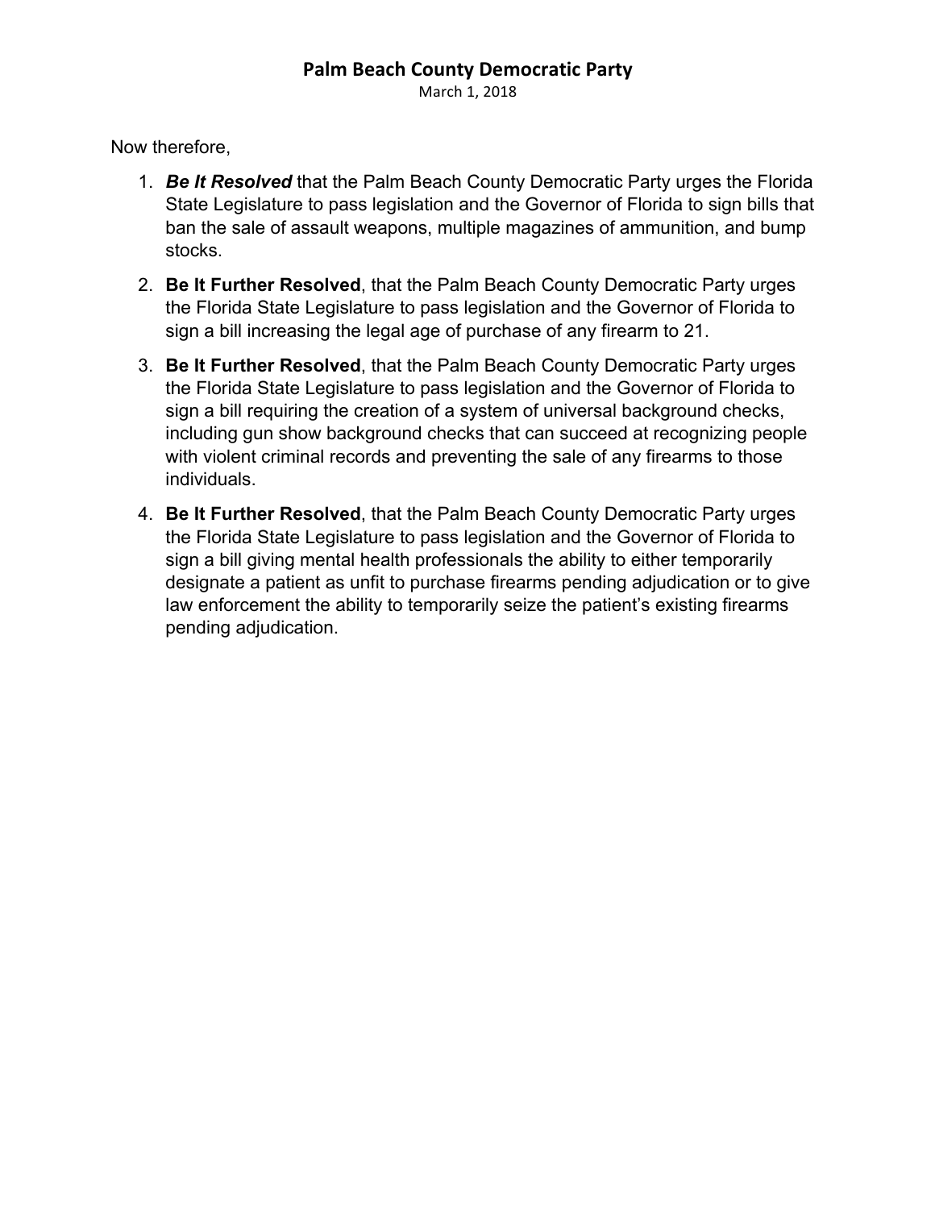**Palm Beach County Democratic Party**

March 1, 2018

Now therefore,

1. ***Be It Resolved*** that the Palm Beach County Democratic Party urges the Florida State Legislature to pass legislation and the Governor of Florida to sign bills that ban the sale of assault weapons, multiple magazines of ammunition, and bump stocks.
2. **Be It Further Resolved**, that the Palm Beach County Democratic Party urges the Florida State Legislature to pass legislation and the Governor of Florida to sign a bill increasing the legal age of purchase of any firearm to 21.
3. **Be It Further Resolved**, that the Palm Beach County Democratic Party urges the Florida State Legislature to pass legislation and the Governor of Florida to sign a bill requiring the creation of a system of universal background checks, including gun show background checks that can succeed at recognizing people with violent criminal records and preventing the sale of any firearms to those individuals.
4. **Be It Further Resolved**, that the Palm Beach County Democratic Party urges the Florida State Legislature to pass legislation and the Governor of Florida to sign a bill giving mental health professionals the ability to either temporarily designate a patient as unfit to purchase firearms pending adjudication or to give law enforcement the ability to temporarily seize the patient's existing firearms pending adjudication.